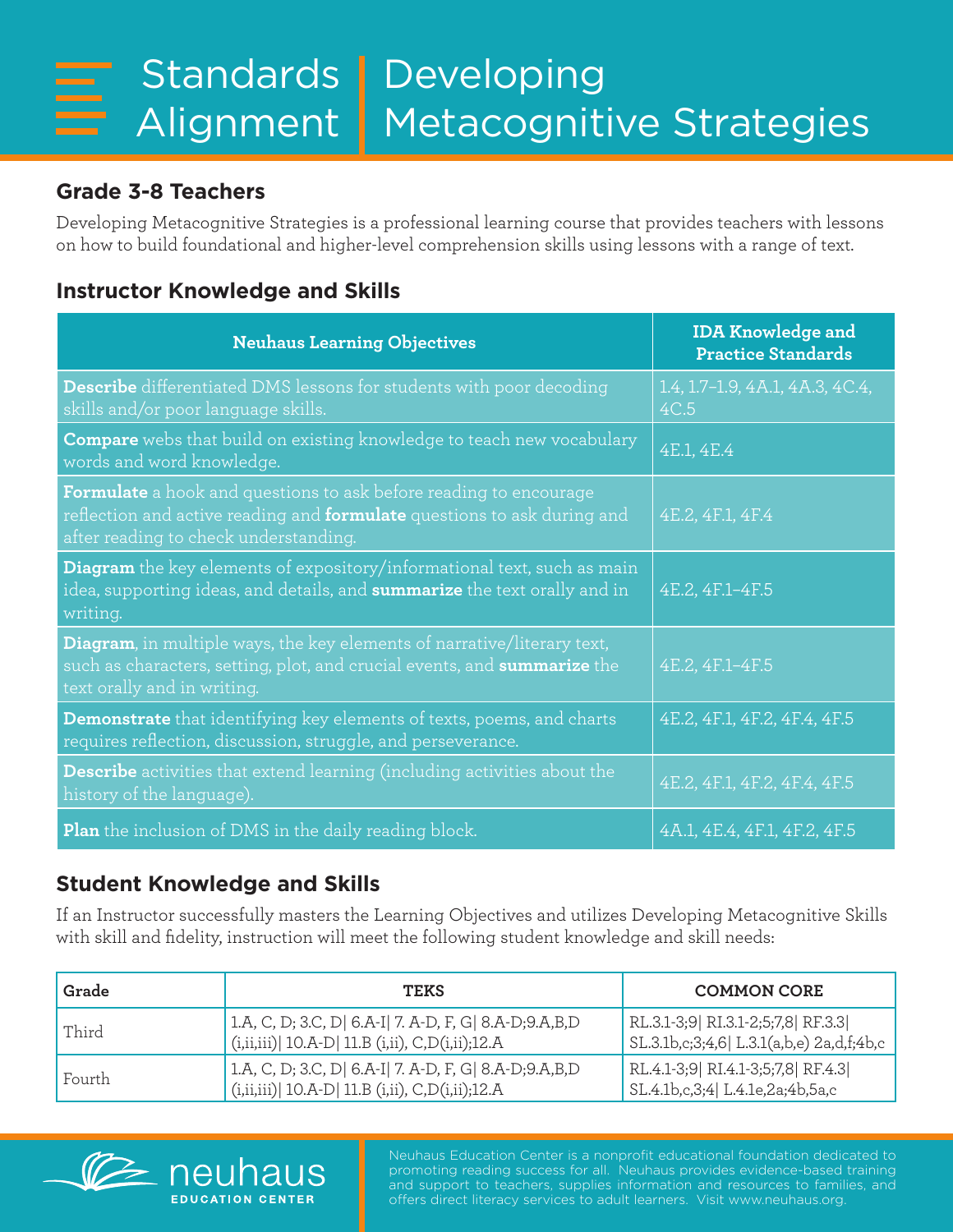# Standards Alignment | Developing Metacognitive Strategies

## Grade 3-8 Teachers

Developing Metacognitive Strategies is a professional learning course that provides teachers with lessons on how to build foundational and higher-level comprehension skills using lessons with a range of text.

## Instructor Knowledge and Skills

| Neuhaus Learning Objectives | IDA Knowledge and Practice Standards |
|---|---|
| **Describe** differentiated DMS lessons for students with poor decoding skills and/or poor language skills. | 1.4, 1.7–1.9, 4A.1, 4A.3, 4C.4, 4C.5 |
| **Compare** webs that build on existing knowledge to teach new vocabulary words and word knowledge. | 4E.1, 4E.4 |
| **Formulate** a hook and questions to ask before reading to encourage reflection and active reading and **formulate** questions to ask during and after reading to check understanding. | 4E.2, 4F.1, 4F.4 |
| **Diagram** the key elements of expository/informational text, such as main idea, supporting ideas, and details, and **summarize** the text orally and in writing. | 4E.2, 4F.1–4F.5 |
| **Diagram**, in multiple ways, the key elements of narrative/literary text, such as characters, setting, plot, and crucial events, and **summarize** the text orally and in writing. | 4E.2, 4F.1–4F.5 |
| **Demonstrate** that identifying key elements of texts, poems, and charts requires reflection, discussion, struggle, and perseverance. | 4E.2, 4F.1, 4F.2, 4F.4, 4F.5 |
| **Describe** activities that extend learning (including activities about the history of the language). | 4E.2, 4F.1, 4F.2, 4F.4, 4F.5 |
| **Plan** the inclusion of DMS in the daily reading block. | 4A.1, 4E.4, 4F.1, 4F.2, 4F.5 |

## Student Knowledge and Skills

If an Instructor successfully masters the Learning Objectives and utilizes Developing Metacognitive Skills with skill and fidelity, instruction will meet the following student knowledge and skill needs:

| Grade | TEKS | COMMON CORE |
|---|---|---|
| Third | 1.A, C, D; 3.C, D\| 6.A-I\| 7. A-D, F, G\| 8.A-D;9.A,B,D (i,ii,iii)\| 10.A-D\| 11.B (i,ii), C,D(i,ii);12.A | RL.3.1-3;9\| RI.3.1-2;5;7,8\| RF.3.3\| SL.3.1b,c;3;4,6\| L.3.1(a,b,e) 2a,d,f;4b,c |
| Fourth | 1.A, C, D; 3.C, D\| 6.A-I\| 7. A-D, F, G\| 8.A-D;9.A,B,D (i,ii,iii)\| 10.A-D\| 11.B (i,ii), C,D(i,ii);12.A | RL.4.1-3;9\| RI.4.1-3;5;7,8\| RF.4.3\| SL.4.1b,c,3;4\| L.4.1e,2a;4b,5a,c |

neuhaus EDUCATION CENTER

Neuhaus Education Center is a nonprofit educational foundation dedicated to promoting reading success for all. Neuhaus provides evidence-based training and support to teachers, supplies information and resources to families, and offers direct literacy services to adult learners. Visit www.neuhaus.org.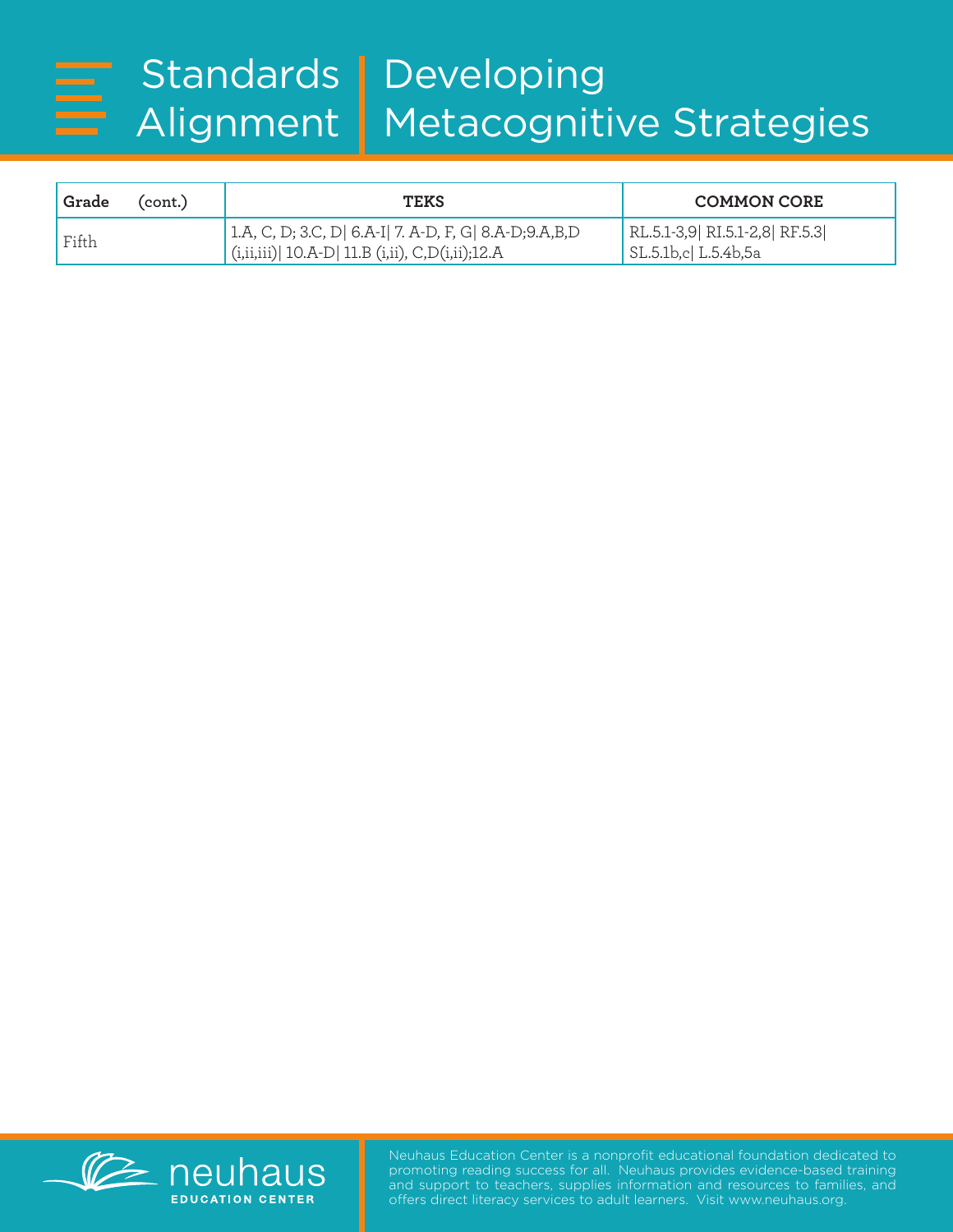# Standards Alignment | Developing Metacognitive Strategies

| Grade (cont.) | TEKS | COMMON CORE |
|---|---|---|
| Fifth | 1.A, C, D; 3.C, D\| 6.A-I\| 7. A-D, F, G\| 8.A-D;9.A,B,D (i,ii,iii)\| 10.A-D\| 11.B (i,ii), C,D(i,ii);12.A | RL.5.1-3,9\| RI.5.1-2,8\| RF.5.3\| SL.5.1b,c\| L.5.4b,5a |

neuhaus EDUCATION CENTER

Neuhaus Education Center is a nonprofit educational foundation dedicated to promoting reading success for all. Neuhaus provides evidence-based training and support to teachers, supplies information and resources to families, and offers direct literacy services to adult learners. Visit www.neuhaus.org.